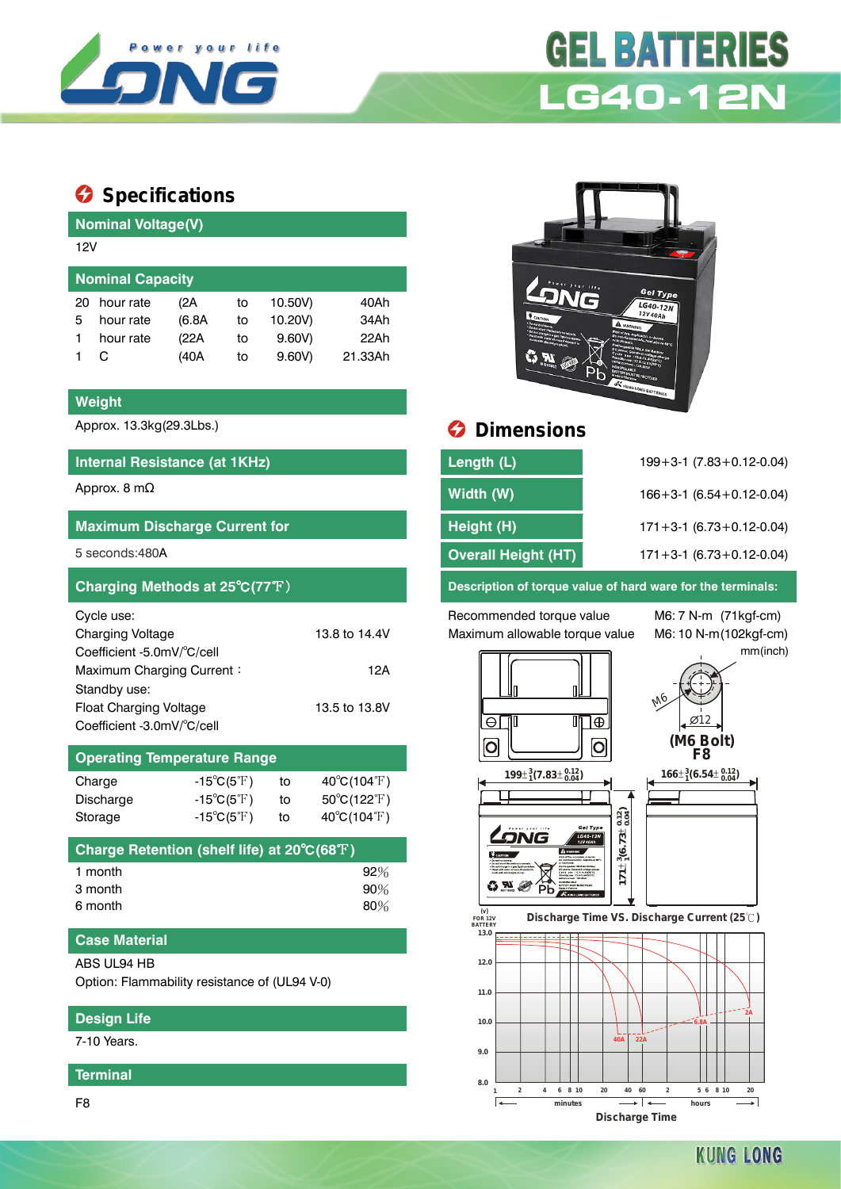# GEL BATTERIES
## LG40-12N

Power your life

## Specifications

### Nominal Voltage(V)

12V

### Nominal Capacity

| | | | | | |
|---|---|---|---|---|---|
| 20 | hour rate | (2A | to | 10.50V) | 40Ah |
| 5 | hour rate | (6.8A | to | 10.20V) | 34Ah |
| 1 | hour rate | (22A | to | 9.60V) | 22Ah |
| 1 | C | (40A | to | 9.60V) | 21.33Ah |

### Weight

Approx. 13.3kg(29.3Lbs.)

### Internal Resistance (at 1KHz)

Approx. 8 mΩ

### Maximum Discharge Current for

5 seconds:480A

### Charging Methods at 25℃(77℉)

Cycle use:

| | |
|---|---|
| Charging Voltage | 13.8 to 14.4V |
| Coefficient -5.0mV/℃/cell | |
| Maximum Charging Current： | 12A |

Standby use:

| | |
|---|---|
| Float Charging Voltage | 13.5 to 13.8V |
| Coefficient -3.0mV/℃/cell | |

### Operating Temperature Range

| | | | |
|---|---|---|---|
| Charge | -15℃(5℉) | to | 40℃(104℉) |
| Discharge | -15℃(5℉) | to | 50℃(122℉) |
| Storage | -15℃(5℉) | to | 40℃(104℉) |

### Charge Retention (shelf life) at 20℃(68℉)

| | |
|---|---|
| 1 month | 92% |
| 3 month | 90% |
| 6 month | 80% |

### Case Material

ABS UL94 HB

Option: Flammability resistance of (UL94 V-0)

### Design Life

7-10 Years.

### Terminal

F8

## Dimensions

| | |
|---|---|
| Length (L) | 199+3-1 (7.83+0.12-0.04) |
| Width (W) | 166+3-1 (6.54+0.12-0.04) |
| Height (H) | 171+3-1 (6.73+0.12-0.04) |
| Overall Height (HT) | 171+3-1 (6.73+0.12-0.04) |

### Description of torque value of hard ware for the terminals:

| | |
|---|---|
| Recommended torque value | M6: 7 N-m (71kgf-cm) |
| Maximum allowable torque value | M6: 10 N-m(102kgf-cm) |

mm(inch)

M6 Ø12 (M6 Bolt) F8

$199\pm^{3}_{1}(7.83\pm^{0.12}_{0.04})$  $166\pm^{3}_{1}(6.54\pm^{0.12}_{0.04})$  $171\pm^{3}_{1}(6.73\pm^{0.12}_{0.04})$

### Discharge Time VS. Discharge Current (25℃)

(V) FOR 12V BATTERY; curves: 40A, 22A, 6.8A, 2A; x-axis: Discharge Time (minutes 1–60, hours 2–20); y-axis 8.0–13.0

KUNG LONG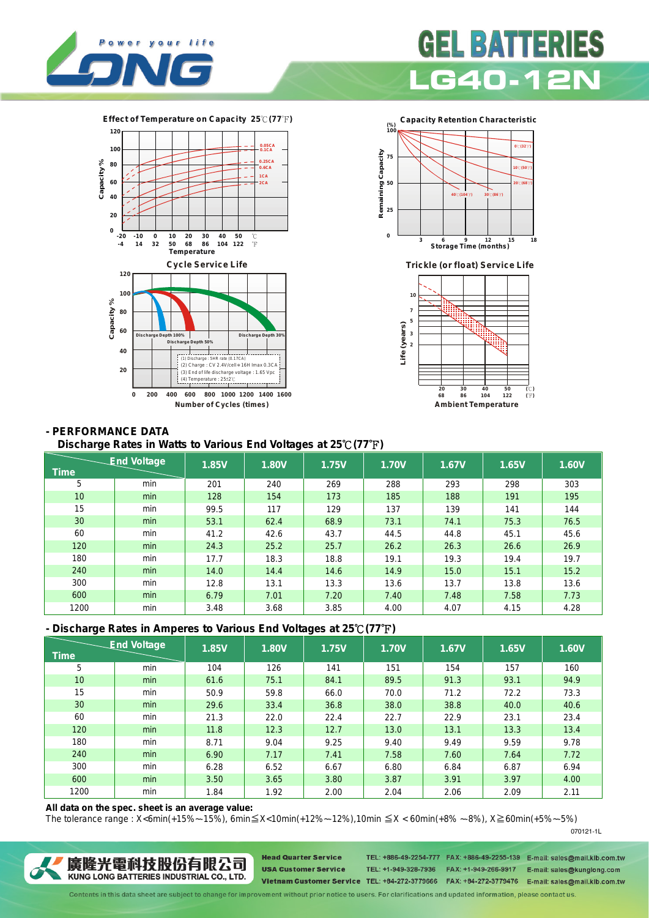Power your life

LONG

# GEL BATTERIES
## LG40-12N

Effect of Temperature on Capacity 25℃(77℉)

Capacity % 120 100 80 60 40 20 0

0.05CA 0.1CA 0.25CA 0.6CA 1CA 2CA

-20 -10 0 10 20 30 40 50 ℃
-4 14 32 50 68 86 104 122 ℉
Temperature

Capacity Retention Characteristic

(%) 100 75 50 25 0
Remaining Capacity

0℃(32℉) 10℃(50℉) 20℃(68℉) 40℃(104℉) 30℃(86℉)

3 6 9 12 15 18
Storage Time (months)

Cycle Service Life

Capacity % 120 100 80 60 40 20

Discharge Depth 100%
Discharge Depth 50%
Discharge Depth 30%

(1) Discharge : 5HR rate (0.17CA)
(2) Charge : CV 2.4V/cell＊16H Imax 0.3CA
(3) End of life discharge voltage : 1.65 Vpc
(4) Temperature : 25±2℃

0 200 400 600 800 1000 1200 1400 1600
Number of Cycles (times)

Trickle (or float) Service Life

Life (years) 10 7 5 3 2

20 30 40 50 (℃)
68 86 104 122 (℉)
Ambient Temperature

## - PERFORMANCE DATA

**Discharge Rates in Watts to Various End Voltages at 25℃(77℉)**

| Time (End Voltage) | | 1.85V | 1.80V | 1.75V | 1.70V | 1.67V | 1.65V | 1.60V |
|---|---|---|---|---|---|---|---|---|
| 5 | min | 201 | 240 | 269 | 288 | 293 | 298 | 303 |
| 10 | min | 128 | 154 | 173 | 185 | 188 | 191 | 195 |
| 15 | min | 99.5 | 117 | 129 | 137 | 139 | 141 | 144 |
| 30 | min | 53.1 | 62.4 | 68.9 | 73.1 | 74.1 | 75.3 | 76.5 |
| 60 | min | 41.2 | 42.6 | 43.7 | 44.5 | 44.8 | 45.1 | 45.6 |
| 120 | min | 24.3 | 25.2 | 25.7 | 26.2 | 26.3 | 26.6 | 26.9 |
| 180 | min | 17.7 | 18.3 | 18.8 | 19.1 | 19.3 | 19.4 | 19.7 |
| 240 | min | 14.0 | 14.4 | 14.6 | 14.9 | 15.0 | 15.1 | 15.2 |
| 300 | min | 12.8 | 13.1 | 13.3 | 13.6 | 13.7 | 13.8 | 13.6 |
| 600 | min | 6.79 | 7.01 | 7.20 | 7.40 | 7.48 | 7.58 | 7.73 |
| 1200 | min | 3.48 | 3.68 | 3.85 | 4.00 | 4.07 | 4.15 | 4.28 |

**- Discharge Rates in Amperes to Various End Voltages at 25℃(77℉)**

| Time (End Voltage) | | 1.85V | 1.80V | 1.75V | 1.70V | 1.67V | 1.65V | 1.60V |
|---|---|---|---|---|---|---|---|---|
| 5 | min | 104 | 126 | 141 | 151 | 154 | 157 | 160 |
| 10 | min | 61.6 | 75.1 | 84.1 | 89.5 | 91.3 | 93.1 | 94.9 |
| 15 | min | 50.9 | 59.8 | 66.0 | 70.0 | 71.2 | 72.2 | 73.3 |
| 30 | min | 29.6 | 33.4 | 36.8 | 38.0 | 38.8 | 40.0 | 40.6 |
| 60 | min | 21.3 | 22.0 | 22.4 | 22.7 | 22.9 | 23.1 | 23.4 |
| 120 | min | 11.8 | 12.3 | 12.7 | 13.0 | 13.1 | 13.3 | 13.4 |
| 180 | min | 8.71 | 9.04 | 9.25 | 9.40 | 9.49 | 9.59 | 9.78 |
| 240 | min | 6.90 | 7.17 | 7.41 | 7.58 | 7.60 | 7.64 | 7.72 |
| 300 | min | 6.28 | 6.52 | 6.67 | 6.80 | 6.84 | 6.87 | 6.94 |
| 600 | min | 3.50 | 3.65 | 3.80 | 3.87 | 3.91 | 3.97 | 4.00 |
| 1200 | min | 1.84 | 1.92 | 2.00 | 2.04 | 2.06 | 2.09 | 2.11 |

**All data on the spec. sheet is an average value:**

The tolerance range : X<6min(+15%~15%), 6min≦X<10min(+12%~12%),10min ≦X <60min(+8% ~8%), X≧60min(+5%~5%)

070121-1L

廣隆光電科技股份有限公司
KUNG LONG BATTERIES INDUSTRIAL CO., LTD.

| | | | |
|---|---|---|---|
| Head Quarter Service | TEL: +886-49-2254-777 | FAX: +886-49-2255-139 | E-mail: sales@mail.klb.com.tw |
| USA Customer Service | TEL: +1-949-328-7936 | FAX: +1-949-266-9917 | E-mail: sales@kunglong.com |
| Vietnam Customer Service | TEL: +84-272-3779666 | FAX: +84-272-3779476 | E-mail: sales@mail.klb.com.tw |

Contents in this data sheet are subject to change for improvement without prior notice to users. For clarifications and updated information, please contact us.